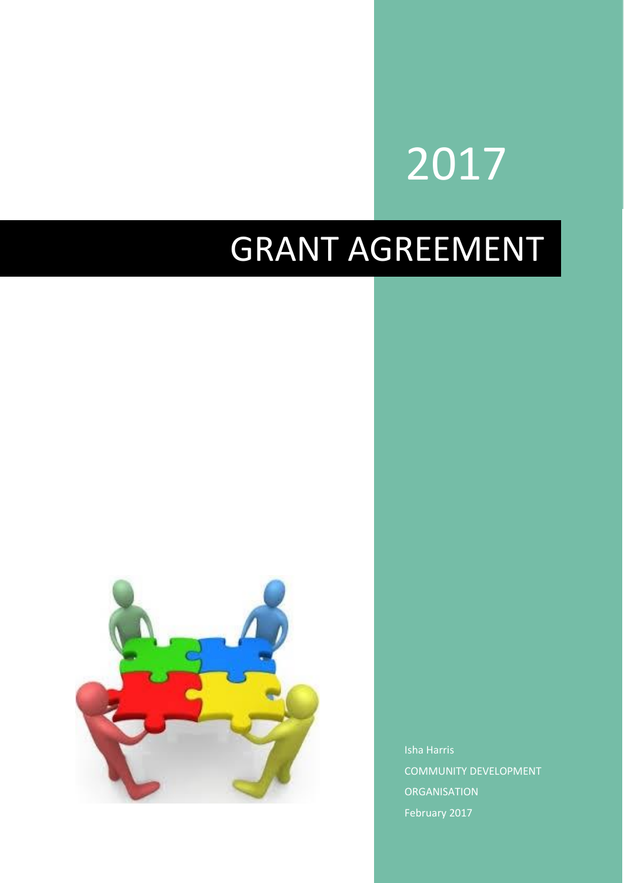2017

# GRANT AGREEMENT

Isha Harris

COMMUNITY DEVELOPMENT ORGANISATION

February 2017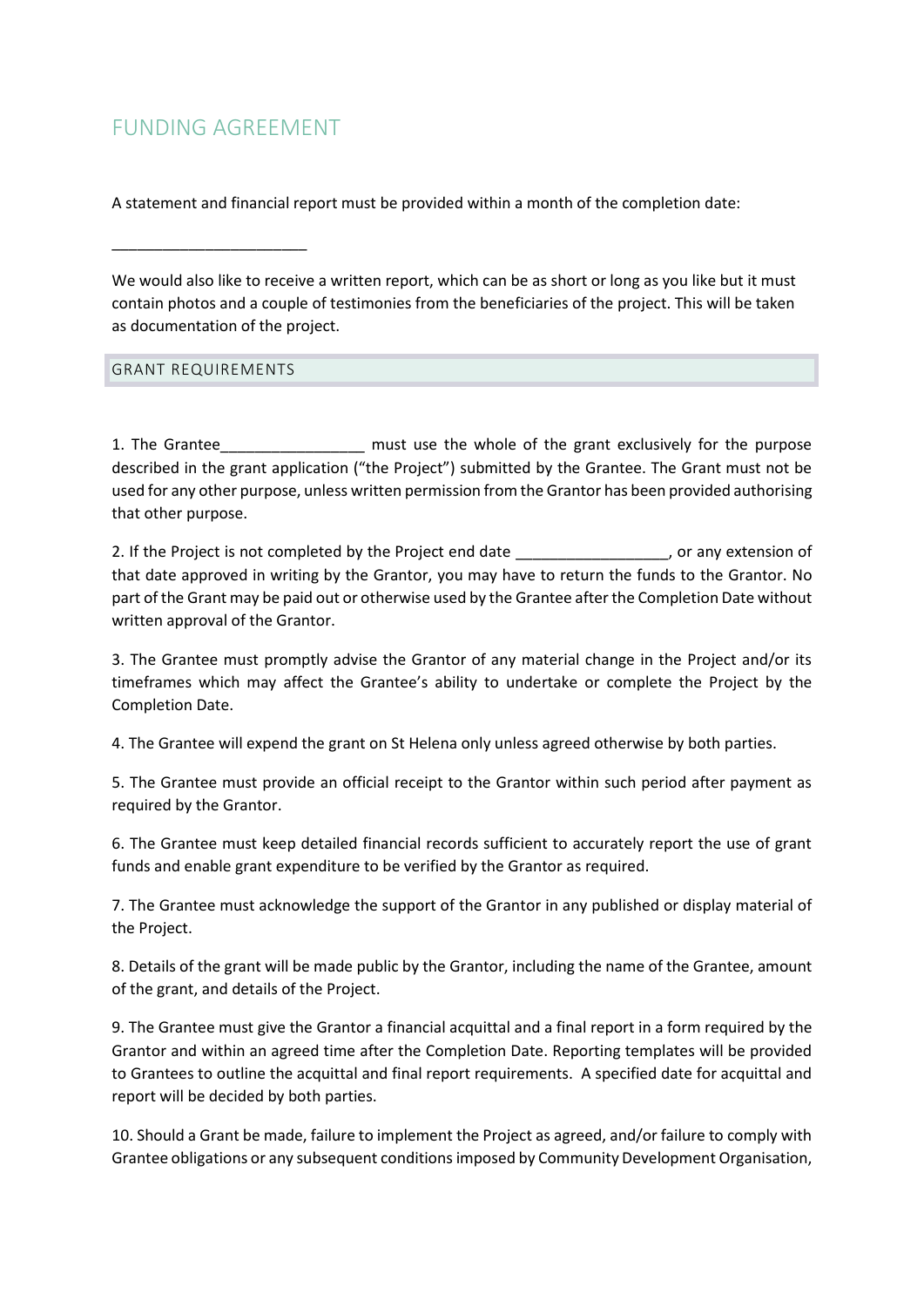# FUNDING AGREEMENT

A statement and financial report must be provided within a month of the completion date:

________________________

We would also like to receive a written report, which can be as short or long as you like but it must contain photos and a couple of testimonies from the beneficiaries of the project. This will be taken as documentation of the project.

## GRANT REQUIREMENTS

1. The Grantee_________________ must use the whole of the grant exclusively for the purpose described in the grant application ("the Project") submitted by the Grantee. The Grant must not be used for any other purpose, unless written permission from the Grantor has been provided authorising that other purpose.

2. If the Project is not completed by the Project end date __________________, or any extension of that date approved in writing by the Grantor, you may have to return the funds to the Grantor. No part of the Grant may be paid out or otherwise used by the Grantee after the Completion Date without written approval of the Grantor.

3. The Grantee must promptly advise the Grantor of any material change in the Project and/or its timeframes which may affect the Grantee's ability to undertake or complete the Project by the Completion Date.

4. The Grantee will expend the grant on St Helena only unless agreed otherwise by both parties.

5. The Grantee must provide an official receipt to the Grantor within such period after payment as required by the Grantor.

6. The Grantee must keep detailed financial records sufficient to accurately report the use of grant funds and enable grant expenditure to be verified by the Grantor as required.

7. The Grantee must acknowledge the support of the Grantor in any published or display material of the Project.

8. Details of the grant will be made public by the Grantor, including the name of the Grantee, amount of the grant, and details of the Project.

9. The Grantee must give the Grantor a financial acquittal and a final report in a form required by the Grantor and within an agreed time after the Completion Date. Reporting templates will be provided to Grantees to outline the acquittal and final report requirements. A specified date for acquittal and report will be decided by both parties.

10. Should a Grant be made, failure to implement the Project as agreed, and/or failure to comply with Grantee obligations or any subsequent conditions imposed by Community Development Organisation,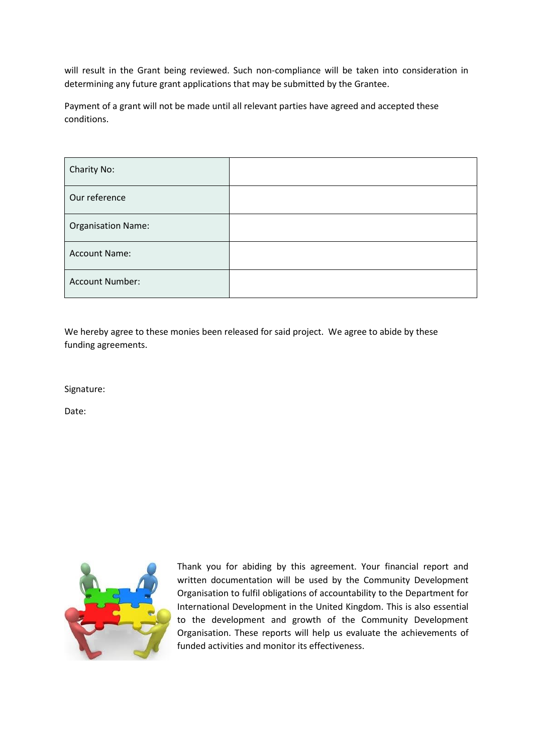will result in the Grant being reviewed. Such non-compliance will be taken into consideration in determining any future grant applications that may be submitted by the Grantee.

Payment of a grant will not be made until all relevant parties have agreed and accepted these conditions.

| | |
|---|---|
| Charity No: | |
| Our reference | |
| Organisation Name: | |
| Account Name: | |
| Account Number: | |

We hereby agree to these monies been released for said project. We agree to abide by these funding agreements.

Signature:

Date:

Thank you for abiding by this agreement. Your financial report and written documentation will be used by the Community Development Organisation to fulfil obligations of accountability to the Department for International Development in the United Kingdom. This is also essential to the development and growth of the Community Development Organisation. These reports will help us evaluate the achievements of funded activities and monitor its effectiveness.